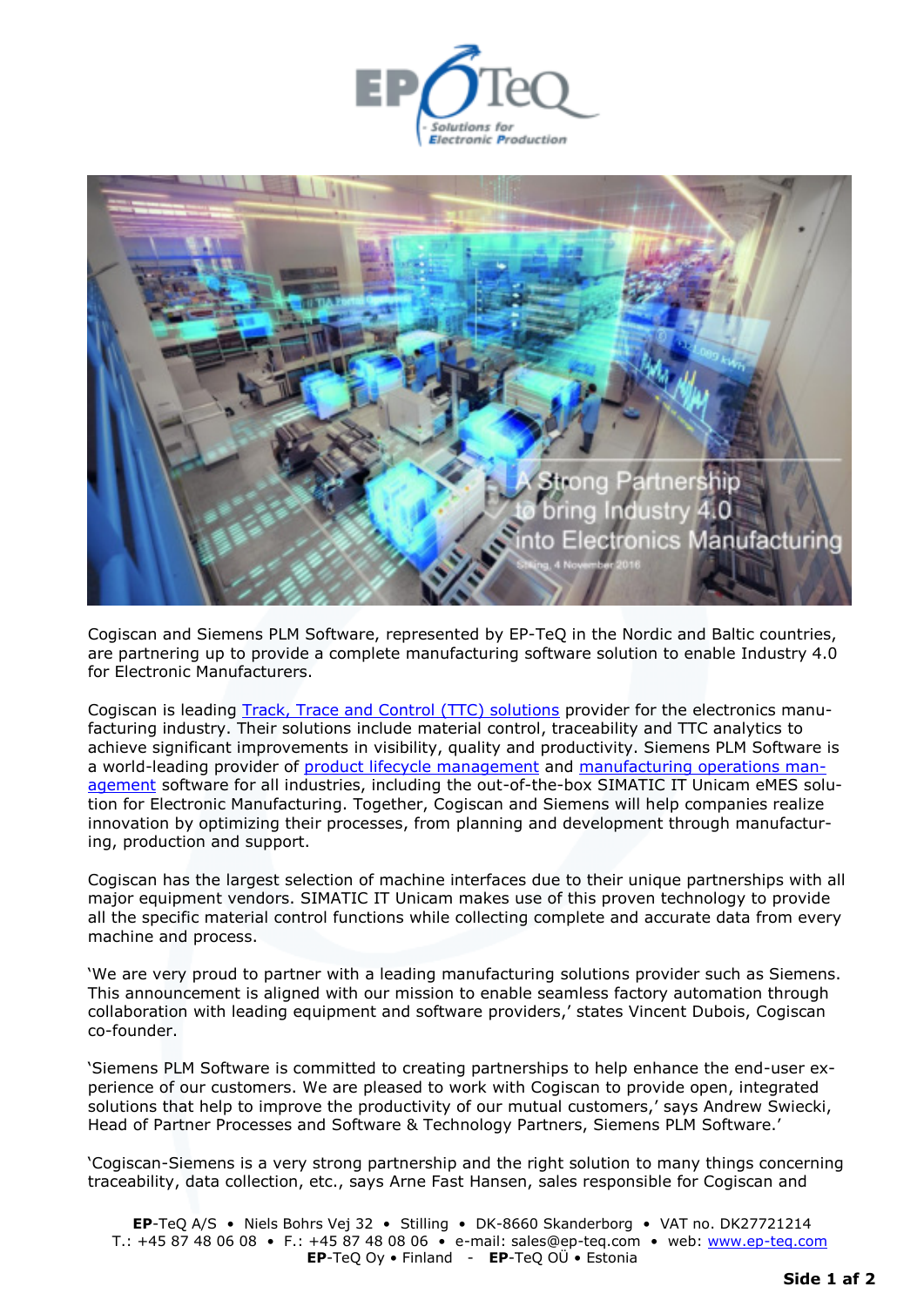Cogiscan and Siemens PLM Software, represented by EP-TeQ in the Nordic and Baltic countries, are partnering up to provide a complete manufacturing software solution to enable Industry 4.0 for Electronic Manufacturers.

Cogiscan is leading Track, Trace and Control (TTC) solutions provider for the electronics manufacturing industry. Their solutions include material control, traceability and TTC analytics to achieve significant improvements in visibility, quality and productivity. Siemens PLM Software is a world-leading provider of product lifecycle management and manufacturing operations management software for all industries, including the out-of-the-box SIMATIC IT Unicam eMES solution for Electronic Manufacturing. Together, Cogiscan and Siemens will help companies realize innovation by optimizing their processes, from planning and development through manufacturing, production and support.

Cogiscan has the largest selection of machine interfaces due to their unique partnerships with all major equipment vendors. SIMATIC IT Unicam makes use of this proven technology to provide all the specific material control functions while collecting complete and accurate data from every machine and process.

'We are very proud to partner with a leading manufacturing solutions provider such as Siemens. This announcement is aligned with our mission to enable seamless factory automation through collaboration with leading equipment and software providers,' states Vincent Dubois, Cogiscan co-founder.

'Siemens PLM Software is committed to creating partnerships to help enhance the end-user experience of our customers. We are pleased to work with Cogiscan to provide open, integrated solutions that help to improve the productivity of our mutual customers,' says Andrew Swiecki, Head of Partner Processes and Software & Technology Partners, Siemens PLM Software.'

'Cogiscan-Siemens is a very strong partnership and the right solution to many things concerning traceability, data collection, etc., says Arne Fast Hansen, sales responsible for Cogiscan and

**EP**-TeQ A/S • Niels Bohrs Vej 32 • Stilling • DK-8660 Skanderborg • VAT no. DK27721214
T.: +45 87 48 06 08 • F.: +45 87 48 08 06 • e-mail: sales@ep-teq.com • web: www.ep-teq.com
**EP**-TeQ Oy • Finland - **EP**-TeQ OÜ • Estonia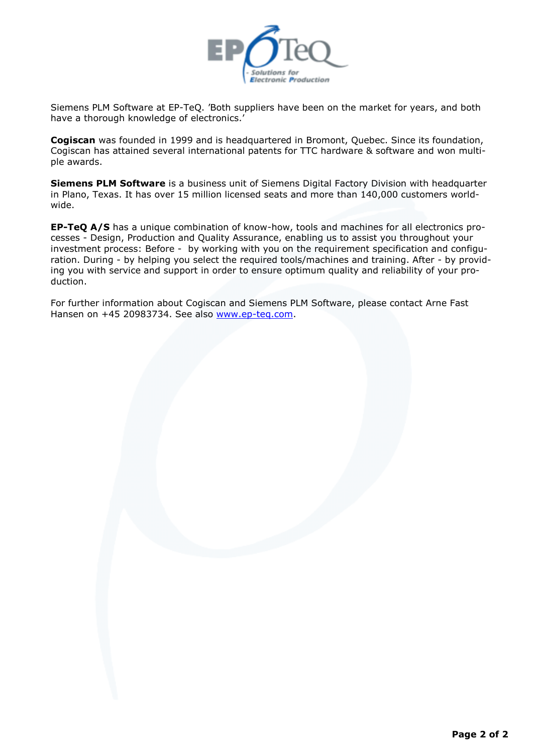Siemens PLM Software at EP-TeQ. 'Both suppliers have been on the market for years, and both have a thorough knowledge of electronics.'

**Cogiscan** was founded in 1999 and is headquartered in Bromont, Quebec. Since its foundation, Cogiscan has attained several international patents for TTC hardware & software and won multiple awards.

**Siemens PLM Software** is a business unit of Siemens Digital Factory Division with headquarter in Plano, Texas. It has over 15 million licensed seats and more than 140,000 customers worldwide.

**EP-TeQ A/S** has a unique combination of know-how, tools and machines for all electronics processes - Design, Production and Quality Assurance, enabling us to assist you throughout your investment process: Before - by working with you on the requirement specification and configuration. During - by helping you select the required tools/machines and training. After - by providing you with service and support in order to ensure optimum quality and reliability of your production.

For further information about Cogiscan and Siemens PLM Software, please contact Arne Fast Hansen on +45 20983734. See also [www.ep-teq.com](http://www.ep-teq.com).